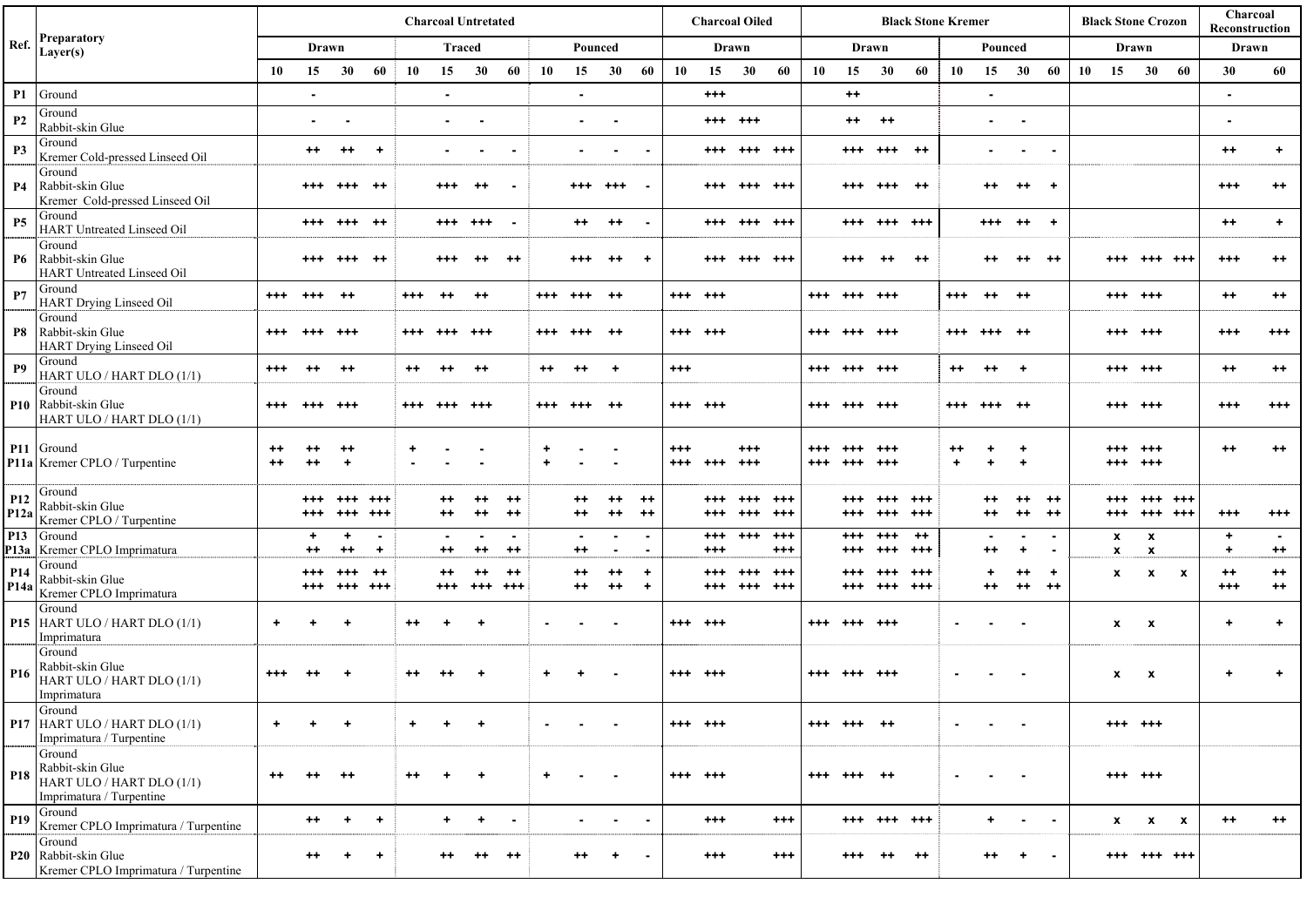| Ref. | Preparatory Layer(s) | Charcoal Untreated | | | | | | | | | | | | Charcoal Oiled | | | | Black Stone Kremer | | | | | | | | Black Stone Crozon | | | | Charcoal Reconstruction | |
|---|---|---|---|---|---|---|---|---|---|---|---|---|---|---|---|---|---|---|---|---|---|---|---|---|---|---|---|---|---|---|---|
| | | Drawn | | | | Traced | | | | Pounced | | | | Drawn | | | | Drawn | | | | Pounced | | | | Drawn | | | | Drawn | |
| | | 10 | 15 | 30 | 60 | 10 | 15 | 30 | 60 | 10 | 15 | 30 | 60 | 10 | 15 | 30 | 60 | 10 | 15 | 30 | 60 | 10 | 15 | 30 | 60 | 10 | 15 | 30 | 60 | 30 | 60 |
| P1 | Ground | | - | | | | - | | | | - | | | | +++ | | | | ++ | | | | - | | | | | | | - | |
| P2 | Ground<br>Rabbit-skin Glue | | - | - | | | - | - | | | - | - | | | +++ | +++ | | | ++ | ++ | | | - | - | | | | | | - | |
| P3 | Ground<br>Kremer Cold-pressed Linseed Oil | | ++ | ++ | + | | - | - | - | | - | - | - | | +++ | +++ | +++ | | +++ | +++ | ++ | | - | - | - | | | | | ++ | + |
| P4 | Ground<br>Rabbit-skin Glue<br>Kremer Cold-pressed Linseed Oil | | +++ | +++ | ++ | | +++ | ++ | - | | +++ | +++ | - | | +++ | +++ | +++ | | +++ | +++ | ++ | | ++ | ++ | + | | | | | +++ | ++ |
| P5 | Ground<br>HART Untreated Linseed Oil | | +++ | +++ | ++ | | +++ | +++ | - | | ++ | ++ | - | | +++ | +++ | +++ | | +++ | +++ | +++ | | +++ | ++ | + | | | | | ++ | + |
| P6 | Ground<br>Rabbit-skin Glue<br>HART Untreated Linseed Oil | | +++ | +++ | ++ | | +++ | ++ | ++ | | +++ | ++ | + | | +++ | +++ | +++ | | +++ | ++ | ++ | | ++ | ++ | ++ | | +++ | +++ | +++ | +++ | ++ |
| P7 | Ground<br>HART Drying Linseed Oil | +++ | +++ | ++ | | +++ | ++ | ++ | | +++ | +++ | ++ | | +++ | +++ | | | +++ | +++ | +++ | | +++ | ++ | ++ | | | +++ | +++ | | ++ | ++ |
| P8 | Ground<br>Rabbit-skin Glue<br>HART Drying Linseed Oil | +++ | +++ | +++ | | +++ | +++ | +++ | | +++ | +++ | ++ | | +++ | +++ | | | +++ | +++ | +++ | | +++ | +++ | ++ | | | +++ | +++ | | +++ | +++ |
| P9 | Ground<br>HART ULO / HART DLO (1/1) | +++ | ++ | ++ | | ++ | ++ | ++ | | ++ | ++ | + | | +++ | | | | +++ | +++ | +++ | | ++ | ++ | + | | | +++ | +++ | | ++ | ++ |
| P10 | Ground<br>Rabbit-skin Glue<br>HART ULO / HART DLO (1/1) | +++ | +++ | +++ | | +++ | +++ | +++ | | +++ | +++ | ++ | | +++ | +++ | | | +++ | +++ | +++ | | +++ | +++ | ++ | | | +++ | +++ | | +++ | +++ |
| P11 | Ground | ++ | ++ | ++ | | + | - | - | | + | - | - | | +++ | | +++ | | +++ | +++ | +++ | | ++ | + | + | | | +++ | +++ | | ++ | ++ |
| P11a | Kremer CPLO / Turpentine | ++ | ++ | + | | - | - | - | | + | - | - | | +++ | +++ | +++ | | +++ | +++ | +++ | | + | + | + | | | +++ | +++ | | | |
| P12 | Ground<br>Rabbit-skin Glue | | +++ | +++ | +++ | | ++ | ++ | ++ | | ++ | ++ | ++ | | +++ | +++ | +++ | | +++ | +++ | +++ | | ++ | ++ | ++ | | +++ | +++ | +++ | +++ | +++ |
| P12a | Kremer CPLO / Turpentine | | +++ | +++ | +++ | | ++ | ++ | ++ | | ++ | ++ | ++ | | +++ | +++ | +++ | | +++ | +++ | +++ | | ++ | ++ | ++ | | +++ | +++ | +++ | | |
| P13 | Ground | | + | + | - | | - | - | - | | - | - | - | | +++ | +++ | +++ | | +++ | +++ | ++ | | - | - | - | | x | x | | + | - |
| P13a | Kremer CPLO Imprimatura | | ++ | ++ | + | | ++ | ++ | ++ | | ++ | - | - | | +++ | | +++ | | +++ | +++ | +++ | | ++ | + | - | | x | x | | + | ++ |
| P14 | Ground<br>Rabbit-skin Glue | | +++ | +++ | ++ | | ++ | ++ | ++ | | ++ | ++ | + | | +++ | +++ | +++ | | +++ | +++ | +++ | | + | ++ | + | | x | x | x | ++ | ++ |
| P14a | Kremer CPLO Imprimatura | | +++ | +++ | +++ | | +++ | +++ | +++ | | ++ | ++ | + | | +++ | +++ | +++ | | +++ | +++ | +++ | | ++ | ++ | ++ | | | | | +++ | ++ |
| P15 | Ground<br>HART ULO / HART DLO (1/1)<br>Imprimatura | + | + | + | | ++ | + | + | | - | - | - | | +++ | +++ | | | +++ | +++ | +++ | | - | - | - | | | x | x | | + | + |
| P16 | Ground<br>Rabbit-skin Glue<br>HART ULO / HART DLO (1/1)<br>Imprimatura | +++ | ++ | + | | ++ | ++ | + | | + | + | - | | +++ | +++ | | | +++ | +++ | +++ | | - | - | - | | | x | x | | + | + |
| P17 | Ground<br>HART ULO / HART DLO (1/1)<br>Imprimatura / Turpentine | + | + | + | | + | + | + | | - | - | - | | +++ | +++ | | | +++ | +++ | ++ | | - | - | - | | | +++ | +++ | | | |
| P18 | Ground<br>Rabbit-skin Glue<br>HART ULO / HART DLO (1/1)<br>Imprimatura / Turpentine | ++ | ++ | ++ | | ++ | + | + | | + | - | - | | +++ | +++ | | | +++ | +++ | ++ | | - | - | - | | | +++ | +++ | | | |
| P19 | Ground<br>Kremer CPLO Imprimatura / Turpentine | | ++ | + | + | | + | + | - | | - | - | - | | +++ | | +++ | | +++ | +++ | +++ | | + | - | - | | x | x | x | ++ | ++ |
| P20 | Ground<br>Rabbit-skin Glue<br>Kremer CPLO Imprimatura / Turpentine | | ++ | + | + | | ++ | ++ | ++ | | ++ | + | - | | +++ | | +++ | | +++ | ++ | ++ | | ++ | + | - | | +++ | +++ | +++ | | |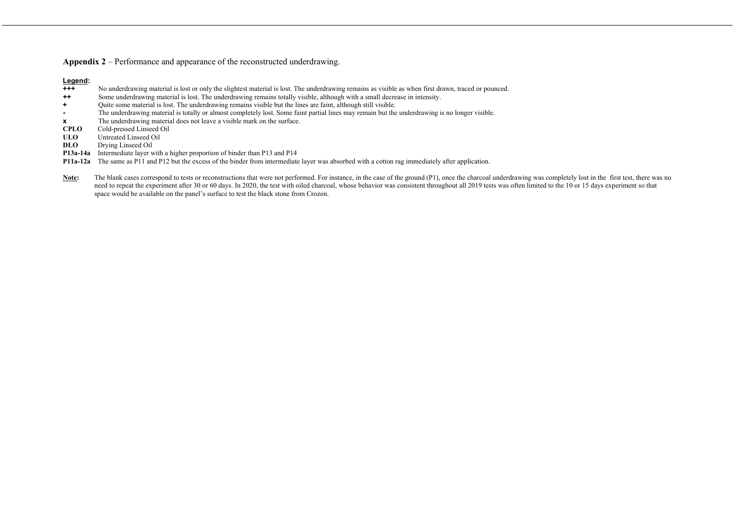**Appendix 2** – Performance and appearance of the reconstructed underdrawing.

**Legend:**

| | |
|---|---|
| **+++** | No underdrawing material is lost or only the slightest material is lost. The underdrawing remains as visible as when first drawn, traced or pounced. |
| **++** | Some underdrawing material is lost. The underdrawing remains totally visible, although with a small decrease in intensity. |
| **+** | Quite some material is lost. The underdrawing remains visible but the lines are faint, although still visible. |
| **-** | The underdrawing material is totally or almost completely lost. Some faint partial lines may remain but the underdrawing is no longer visible. |
| **x** | The underdrawing material does not leave a visible mark on the surface. |
| **CPLO** | Cold-pressed Linseed Oil |
| **ULO** | Untreated Linseed Oil |
| **DLO** | Drying Linseed Oil |
| **P13a-14a** | Intermediate layer with a higher proportion of binder than P13 and P14 |
| **P11a-12a** | The same as P11 and P12 but the excess of the binder from intermediate layer was absorbed with a cotton rag immediately after application. |

**Note:** The blank cases correspond to tests or reconstructions that were not performed. For instance, in the case of the ground (P1), once the charcoal underdrawing was completely lost in the first test, there was no need to repeat the experiment after 30 or 60 days. In 2020, the test with oiled charcoal, whose behavior was consistent throughout all 2019 tests was often limited to the 10 or 15 days experiment so that space would be available on the panel's surface to test the black stone from Crozon.